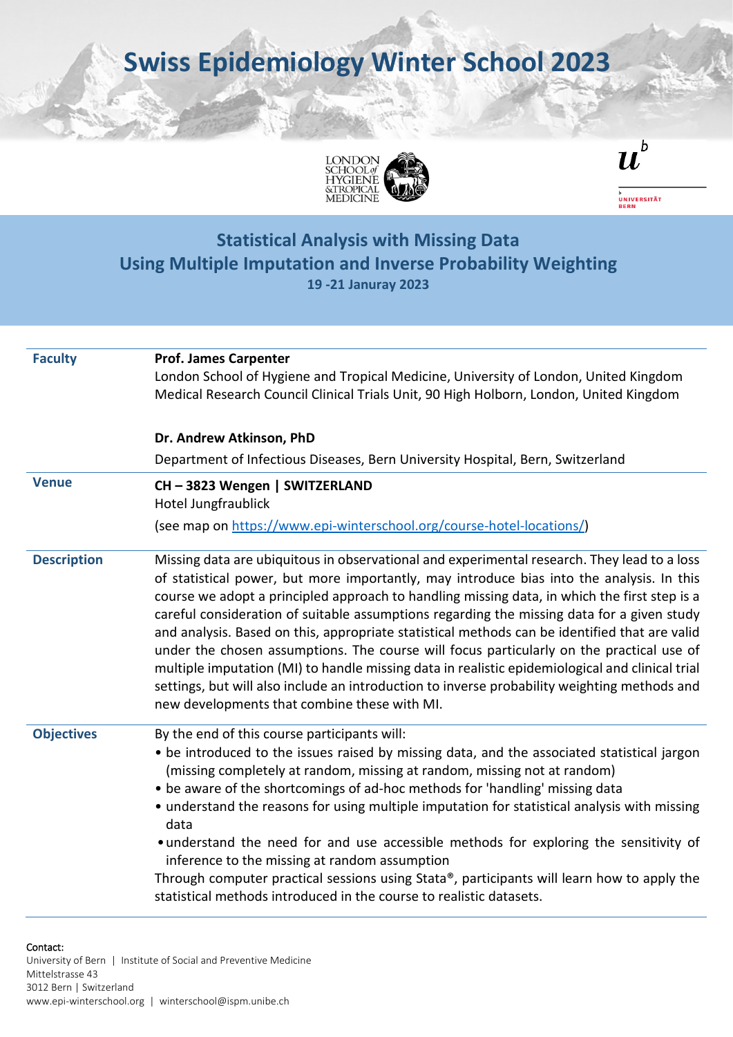# Swiss Epidemiology Winter School 2023

LONDON SCHOOL of HYGIENE &TROPICAL MEDICINE

UNIVERSITÄT BERN

## Statistical Analysis with Missing Data Using Multiple Imputation and Inverse Probability Weighting

**19 -21 Januray 2023**

| | |
|---|---|
| **Faculty** | **Prof. James Carpenter**<br>London School of Hygiene and Tropical Medicine, University of London, United Kingdom<br>Medical Research Council Clinical Trials Unit, 90 High Holborn, London, United Kingdom<br><br>**Dr. Andrew Atkinson, PhD**<br>Department of Infectious Diseases, Bern University Hospital, Bern, Switzerland |
| **Venue** | **CH – 3823 Wengen \| SWITZERLAND**<br>Hotel Jungfraublick<br>(see map on https://www.epi-winterschool.org/course-hotel-locations/) |
| **Description** | Missing data are ubiquitous in observational and experimental research. They lead to a loss of statistical power, but more importantly, may introduce bias into the analysis. In this course we adopt a principled approach to handling missing data, in which the first step is a careful consideration of suitable assumptions regarding the missing data for a given study and analysis. Based on this, appropriate statistical methods can be identified that are valid under the chosen assumptions. The course will focus particularly on the practical use of multiple imputation (MI) to handle missing data in realistic epidemiological and clinical trial settings, but will also include an introduction to inverse probability weighting methods and new developments that combine these with MI. |
| **Objectives** | By the end of this course participants will:<br>• be introduced to the issues raised by missing data, and the associated statistical jargon (missing completely at random, missing at random, missing not at random)<br>• be aware of the shortcomings of ad-hoc methods for 'handling' missing data<br>• understand the reasons for using multiple imputation for statistical analysis with missing data<br>• understand the need for and use accessible methods for exploring the sensitivity of inference to the missing at random assumption<br>Through computer practical sessions using Stata®, participants will learn how to apply the statistical methods introduced in the course to realistic datasets. |

Contact:
University of Bern | Institute of Social and Preventive Medicine
Mittelstrasse 43
3012 Bern | Switzerland
www.epi-winterschool.org | winterschool@ispm.unibe.ch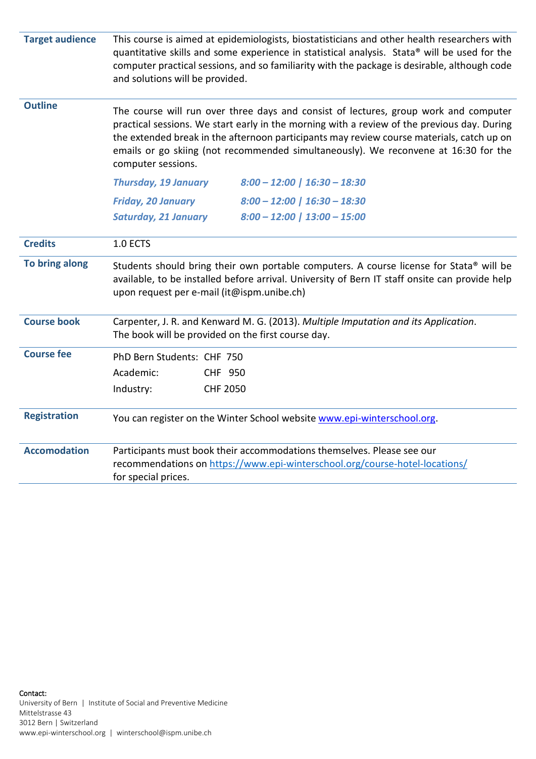**Target audience**

This course is aimed at epidemiologists, biostatisticians and other health researchers with quantitative skills and some experience in statistical analysis. Stata® will be used for the computer practical sessions, and so familiarity with the package is desirable, although code and solutions will be provided.

**Outline**

The course will run over three days and consist of lectures, group work and computer practical sessions. We start early in the morning with a review of the previous day. During the extended break in the afternoon participants may review course materials, catch up on emails or go skiing (not recommended simultaneously). We reconvene at 16:30 for the computer sessions.

| | |
|---|---|
| *Thursday, 19 January* | *8:00 – 12:00 \| 16:30 – 18:30* |
| *Friday, 20 January* | *8:00 – 12:00 \| 16:30 – 18:30* |
| *Saturday, 21 January* | *8:00 – 12:00 \| 13:00 – 15:00* |

**Credits**

1.0 ECTS

**To bring along**

Students should bring their own portable computers. A course license for Stata® will be available, to be installed before arrival. University of Bern IT staff onsite can provide help upon request per e-mail (it@ispm.unibe.ch)

**Course book**

Carpenter, J. R. and Kenward M. G. (2013). *Multiple Imputation and its Application*.
The book will be provided on the first course day.

**Course fee**

| | |
|---|---|
| PhD Bern Students: | CHF 750 |
| Academic: | CHF 950 |
| Industry: | CHF 2050 |

**Registration**

You can register on the Winter School website www.epi-winterschool.org.

**Accomodation**

Participants must book their accommodations themselves. Please see our recommendations on https://www.epi-winterschool.org/course-hotel-locations/ for special prices.

Contact:
University of Bern | Institute of Social and Preventive Medicine
Mittelstrasse 43
3012 Bern | Switzerland
www.epi-winterschool.org | winterschool@ispm.unibe.ch